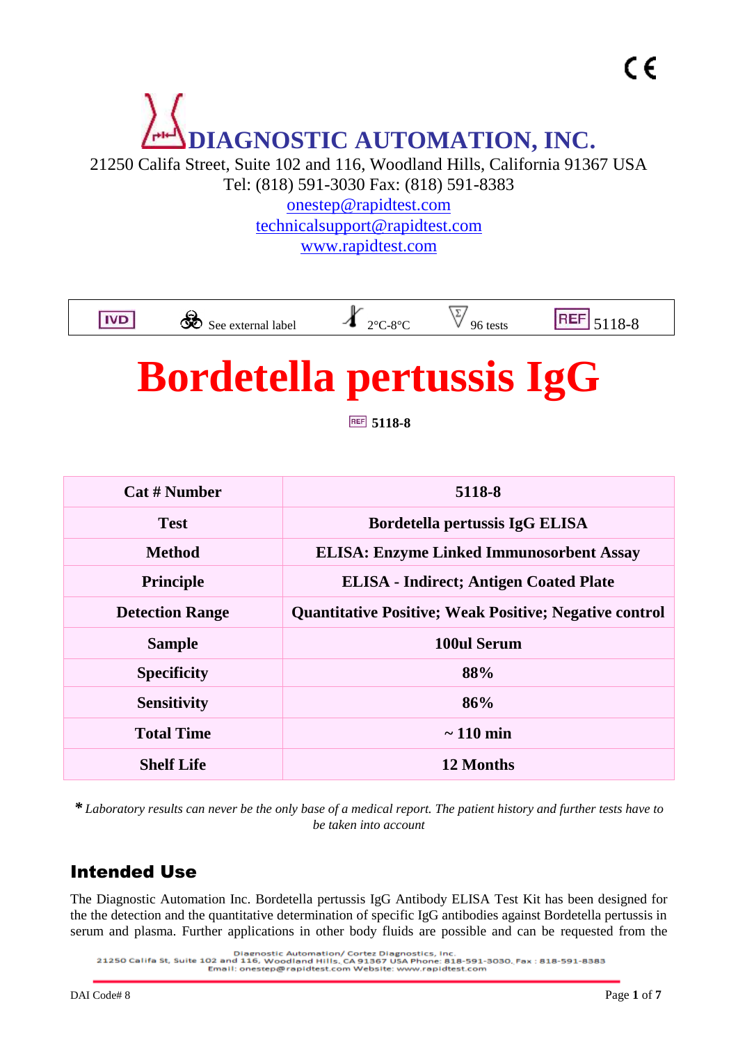CE

# DIAGNOSTIC AUTOMATION, INC.

21250 Califa Street, Suite 102 and 116, Woodland Hills, California 91367 USA
Tel: (818) 591-3030 Fax: (818) 591-8383
onestep@rapidtest.com
technicalsupport@rapidtest.com
www.rapidtest.com

| IVD | See external label | 2°C-8°C | 96 tests | REF 5118-8 |
|---|---|---|---|---|

# Bordetella pertussis IgG

REF **5118-8**

| Cat # Number | 5118-8 |
|---|---|
| **Test** | **Bordetella pertussis IgG ELISA** |
| **Method** | **ELISA: Enzyme Linked Immunosorbent Assay** |
| **Principle** | **ELISA - Indirect; Antigen Coated Plate** |
| **Detection Range** | **Quantitative Positive; Weak Positive; Negative control** |
| **Sample** | **100ul Serum** |
| **Specificity** | **88%** |
| **Sensitivity** | **86%** |
| **Total Time** | **~ 110 min** |
| **Shelf Life** | **12 Months** |

*\* Laboratory results can never be the only base of a medical report. The patient history and further tests have to be taken into account*

## Intended Use

The Diagnostic Automation Inc. Bordetella pertussis IgG Antibody ELISA Test Kit has been designed for the the detection and the quantitative determination of specific IgG antibodies against Bordetella pertussis in serum and plasma. Further applications in other body fluids are possible and can be requested from the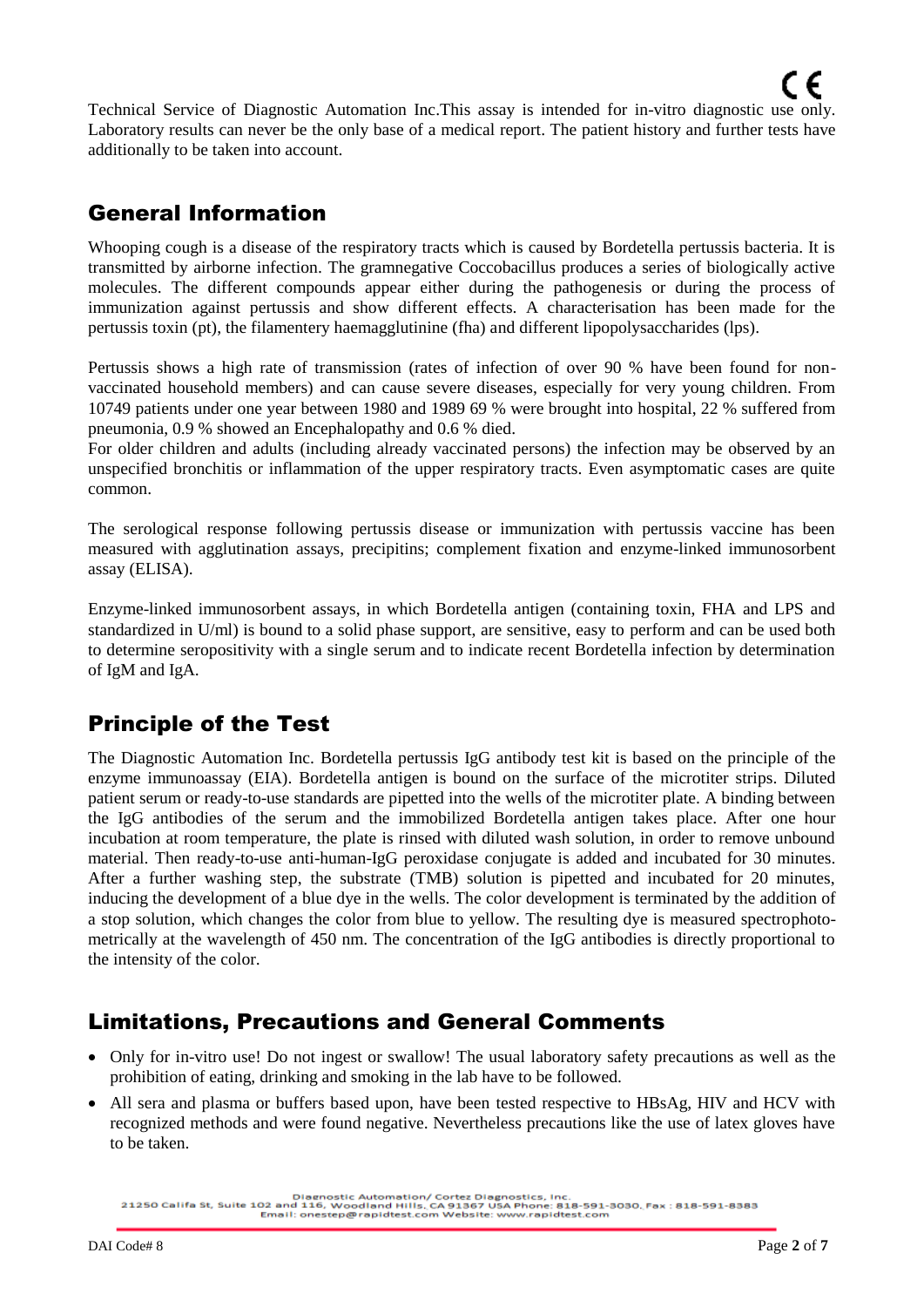Technical Service of Diagnostic Automation Inc.This assay is intended for in-vitro diagnostic use only. Laboratory results can never be the only base of a medical report. The patient history and further tests have additionally to be taken into account.

## General Information

Whooping cough is a disease of the respiratory tracts which is caused by Bordetella pertussis bacteria. It is transmitted by airborne infection. The gramnegative Coccobacillus produces a series of biologically active molecules. The different compounds appear either during the pathogenesis or during the process of immunization against pertussis and show different effects. A characterisation has been made for the pertussis toxin (pt), the filamentery haemagglutinine (fha) and different lipopolysaccharides (lps).

Pertussis shows a high rate of transmission (rates of infection of over 90 % have been found for non-vaccinated household members) and can cause severe diseases, especially for very young children. From 10749 patients under one year between 1980 and 1989 69 % were brought into hospital, 22 % suffered from pneumonia, 0.9 % showed an Encephalopathy and 0.6 % died.
For older children and adults (including already vaccinated persons) the infection may be observed by an unspecified bronchitis or inflammation of the upper respiratory tracts. Even asymptomatic cases are quite common.

The serological response following pertussis disease or immunization with pertussis vaccine has been measured with agglutination assays, precipitins; complement fixation and enzyme-linked immunosorbent assay (ELISA).

Enzyme-linked immunosorbent assays, in which Bordetella antigen (containing toxin, FHA and LPS and standardized in U/ml) is bound to a solid phase support, are sensitive, easy to perform and can be used both to determine seropositivity with a single serum and to indicate recent Bordetella infection by determination of IgM and IgA.

## Principle of the Test

The Diagnostic Automation Inc. Bordetella pertussis IgG antibody test kit is based on the principle of the enzyme immunoassay (EIA). Bordetella antigen is bound on the surface of the microtiter strips. Diluted patient serum or ready-to-use standards are pipetted into the wells of the microtiter plate. A binding between the IgG antibodies of the serum and the immobilized Bordetella antigen takes place. After one hour incubation at room temperature, the plate is rinsed with diluted wash solution, in order to remove unbound material. Then ready-to-use anti-human-IgG peroxidase conjugate is added and incubated for 30 minutes. After a further washing step, the substrate (TMB) solution is pipetted and incubated for 20 minutes, inducing the development of a blue dye in the wells. The color development is terminated by the addition of a stop solution, which changes the color from blue to yellow. The resulting dye is measured spectrophotometrically at the wavelength of 450 nm. The concentration of the IgG antibodies is directly proportional to the intensity of the color.

## Limitations, Precautions and General Comments

- Only for in-vitro use! Do not ingest or swallow! The usual laboratory safety precautions as well as the prohibition of eating, drinking and smoking in the lab have to be followed.
- All sera and plasma or buffers based upon, have been tested respective to HBsAg, HIV and HCV with recognized methods and were found negative. Nevertheless precautions like the use of latex gloves have to be taken.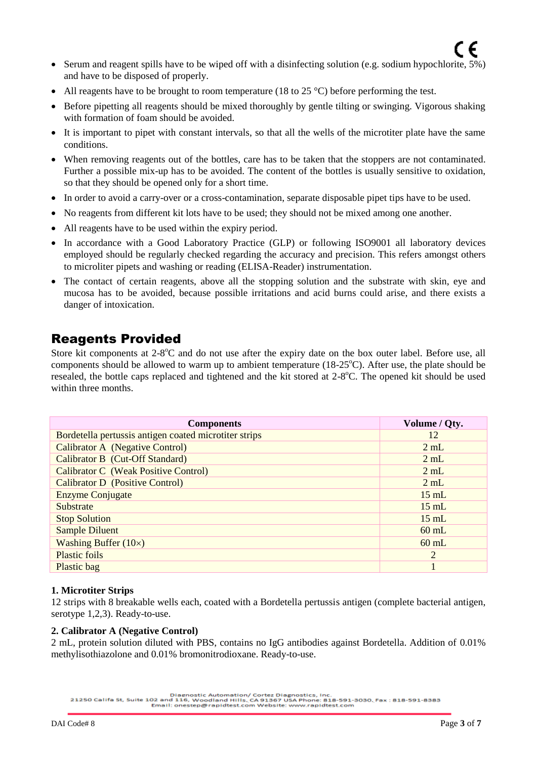- Serum and reagent spills have to be wiped off with a disinfecting solution (e.g. sodium hypochlorite, 5%) and have to be disposed of properly.
- All reagents have to be brought to room temperature (18 to 25 °C) before performing the test.
- Before pipetting all reagents should be mixed thoroughly by gentle tilting or swinging. Vigorous shaking with formation of foam should be avoided.
- It is important to pipet with constant intervals, so that all the wells of the microtiter plate have the same conditions.
- When removing reagents out of the bottles, care has to be taken that the stoppers are not contaminated. Further a possible mix-up has to be avoided. The content of the bottles is usually sensitive to oxidation, so that they should be opened only for a short time.
- In order to avoid a carry-over or a cross-contamination, separate disposable pipet tips have to be used.
- No reagents from different kit lots have to be used; they should not be mixed among one another.
- All reagents have to be used within the expiry period.
- In accordance with a Good Laboratory Practice (GLP) or following ISO9001 all laboratory devices employed should be regularly checked regarding the accuracy and precision. This refers amongst others to microliter pipets and washing or reading (ELISA-Reader) instrumentation.
- The contact of certain reagents, above all the stopping solution and the substrate with skin, eye and mucosa has to be avoided, because possible irritations and acid burns could arise, and there exists a danger of intoxication.

## Reagents Provided

Store kit components at 2-8°C and do not use after the expiry date on the box outer label. Before use, all components should be allowed to warm up to ambient temperature (18-25°C). After use, the plate should be resealed, the bottle caps replaced and tightened and the kit stored at 2-8°C. The opened kit should be used within three months.

| Components | Volume / Qty. |
|---|---|
| Bordetella pertussis antigen coated microtiter strips | 12 |
| Calibrator A (Negative Control) | 2 mL |
| Calibrator B (Cut-Off Standard) | 2 mL |
| Calibrator C (Weak Positive Control) | 2 mL |
| Calibrator D (Positive Control) | 2 mL |
| Enzyme Conjugate | 15 mL |
| Substrate | 15 mL |
| Stop Solution | 15 mL |
| Sample Diluent | 60 mL |
| Washing Buffer (10×) | 60 mL |
| Plastic foils | 2 |
| Plastic bag | 1 |

**1. Microtiter Strips**
12 strips with 8 breakable wells each, coated with a Bordetella pertussis antigen (complete bacterial antigen, serotype 1,2,3). Ready-to-use.

**2. Calibrator A (Negative Control)**
2 mL, protein solution diluted with PBS, contains no IgG antibodies against Bordetella. Addition of 0.01% methylisothiazolone and 0.01% bromonitrodioxane. Ready-to-use.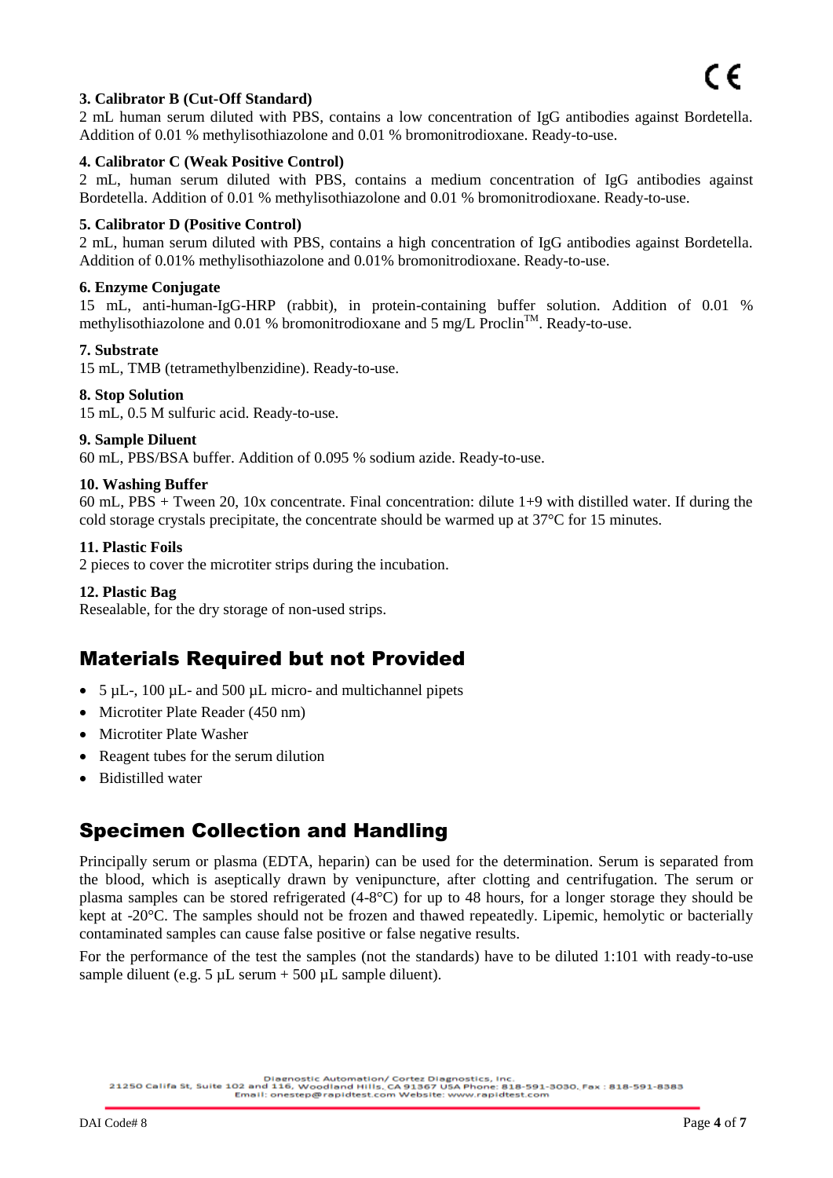**3. Calibrator B (Cut-Off Standard)**

2 mL human serum diluted with PBS, contains a low concentration of IgG antibodies against Bordetella. Addition of 0.01 % methylisothiazolone and 0.01 % bromonitrodioxane. Ready-to-use.

**4. Calibrator C (Weak Positive Control)**

2 mL, human serum diluted with PBS, contains a medium concentration of IgG antibodies against Bordetella. Addition of 0.01 % methylisothiazolone and 0.01 % bromonitrodioxane. Ready-to-use.

**5. Calibrator D (Positive Control)**

2 mL, human serum diluted with PBS, contains a high concentration of IgG antibodies against Bordetella. Addition of 0.01% methylisothiazolone and 0.01% bromonitrodioxane. Ready-to-use.

**6. Enzyme Conjugate**

15 mL, anti-human-IgG-HRP (rabbit), in protein-containing buffer solution. Addition of 0.01 % methylisothiazolone and 0.01 % bromonitrodioxane and 5 mg/L Proclin™. Ready-to-use.

**7. Substrate**

15 mL, TMB (tetramethylbenzidine). Ready-to-use.

**8. Stop Solution**

15 mL, 0.5 M sulfuric acid. Ready-to-use.

**9. Sample Diluent**

60 mL, PBS/BSA buffer. Addition of 0.095 % sodium azide. Ready-to-use.

**10. Washing Buffer**

60 mL, PBS + Tween 20, 10x concentrate. Final concentration: dilute 1+9 with distilled water. If during the cold storage crystals precipitate, the concentrate should be warmed up at 37°C for 15 minutes.

**11. Plastic Foils**

2 pieces to cover the microtiter strips during the incubation.

**12. Plastic Bag**

Resealable, for the dry storage of non-used strips.

## Materials Required but not Provided

- 5 µL-, 100 µL- and 500 µL micro- and multichannel pipets
- Microtiter Plate Reader (450 nm)
- Microtiter Plate Washer
- Reagent tubes for the serum dilution
- Bidistilled water

## Specimen Collection and Handling

Principally serum or plasma (EDTA, heparin) can be used for the determination. Serum is separated from the blood, which is aseptically drawn by venipuncture, after clotting and centrifugation. The serum or plasma samples can be stored refrigerated (4-8°C) for up to 48 hours, for a longer storage they should be kept at -20°C. The samples should not be frozen and thawed repeatedly. Lipemic, hemolytic or bacterially contaminated samples can cause false positive or false negative results.

For the performance of the test the samples (not the standards) have to be diluted 1:101 with ready-to-use sample diluent (e.g. 5 µL serum + 500 µL sample diluent).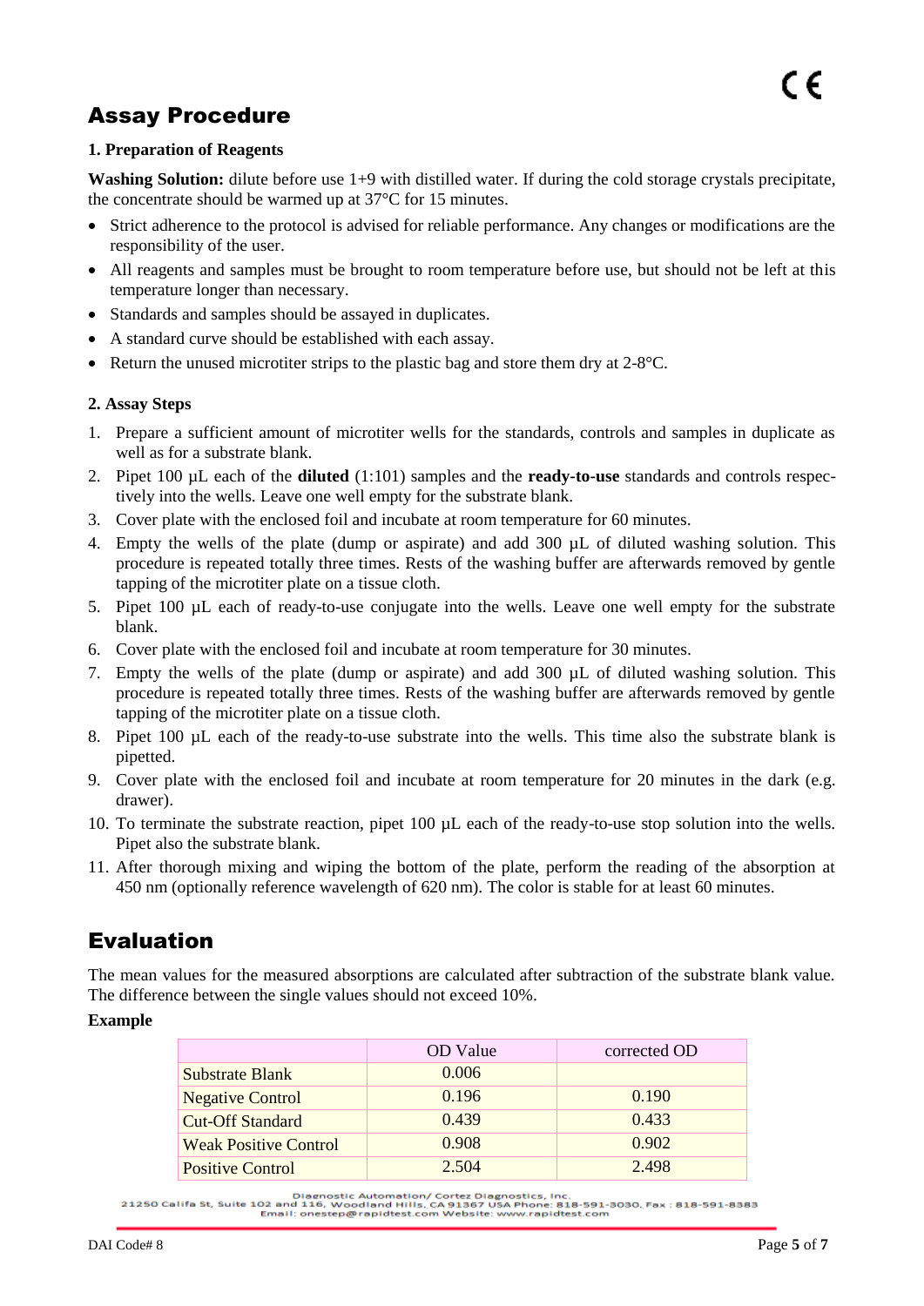## Assay Procedure

**1. Preparation of Reagents**

**Washing Solution:** dilute before use 1+9 with distilled water. If during the cold storage crystals precipitate, the concentrate should be warmed up at 37°C for 15 minutes.

- Strict adherence to the protocol is advised for reliable performance. Any changes or modifications are the responsibility of the user.
- All reagents and samples must be brought to room temperature before use, but should not be left at this temperature longer than necessary.
- Standards and samples should be assayed in duplicates.
- A standard curve should be established with each assay.
- Return the unused microtiter strips to the plastic bag and store them dry at 2-8°C.

**2. Assay Steps**

1. Prepare a sufficient amount of microtiter wells for the standards, controls and samples in duplicate as well as for a substrate blank.
2. Pipet 100 µL each of the **diluted** (1:101) samples and the **ready-to-use** standards and controls respectively into the wells. Leave one well empty for the substrate blank.
3. Cover plate with the enclosed foil and incubate at room temperature for 60 minutes.
4. Empty the wells of the plate (dump or aspirate) and add 300 µL of diluted washing solution. This procedure is repeated totally three times. Rests of the washing buffer are afterwards removed by gentle tapping of the microtiter plate on a tissue cloth.
5. Pipet 100 µL each of ready-to-use conjugate into the wells. Leave one well empty for the substrate blank.
6. Cover plate with the enclosed foil and incubate at room temperature for 30 minutes.
7. Empty the wells of the plate (dump or aspirate) and add 300 µL of diluted washing solution. This procedure is repeated totally three times. Rests of the washing buffer are afterwards removed by gentle tapping of the microtiter plate on a tissue cloth.
8. Pipet 100 µL each of the ready-to-use substrate into the wells. This time also the substrate blank is pipetted.
9. Cover plate with the enclosed foil and incubate at room temperature for 20 minutes in the dark (e.g. drawer).
10. To terminate the substrate reaction, pipet 100 µL each of the ready-to-use stop solution into the wells. Pipet also the substrate blank.
11. After thorough mixing and wiping the bottom of the plate, perform the reading of the absorption at 450 nm (optionally reference wavelength of 620 nm). The color is stable for at least 60 minutes.

## Evaluation

The mean values for the measured absorptions are calculated after subtraction of the substrate blank value. The difference between the single values should not exceed 10%.

**Example**

| | OD Value | corrected OD |
|---|---|---|
| Substrate Blank | 0.006 | |
| Negative Control | 0.196 | 0.190 |
| Cut-Off Standard | 0.439 | 0.433 |
| Weak Positive Control | 0.908 | 0.902 |
| Positive Control | 2.504 | 2.498 |

Diagnostic Automation/ Cortez Diagnostics, Inc.
21250 Califa St, Suite 102 and 116, Woodland Hills, CA 91367 USA Phone: 818-591-3030, Fax : 818-591-8383
Email: onestep@rapidtest.com Website: www.rapidtest.com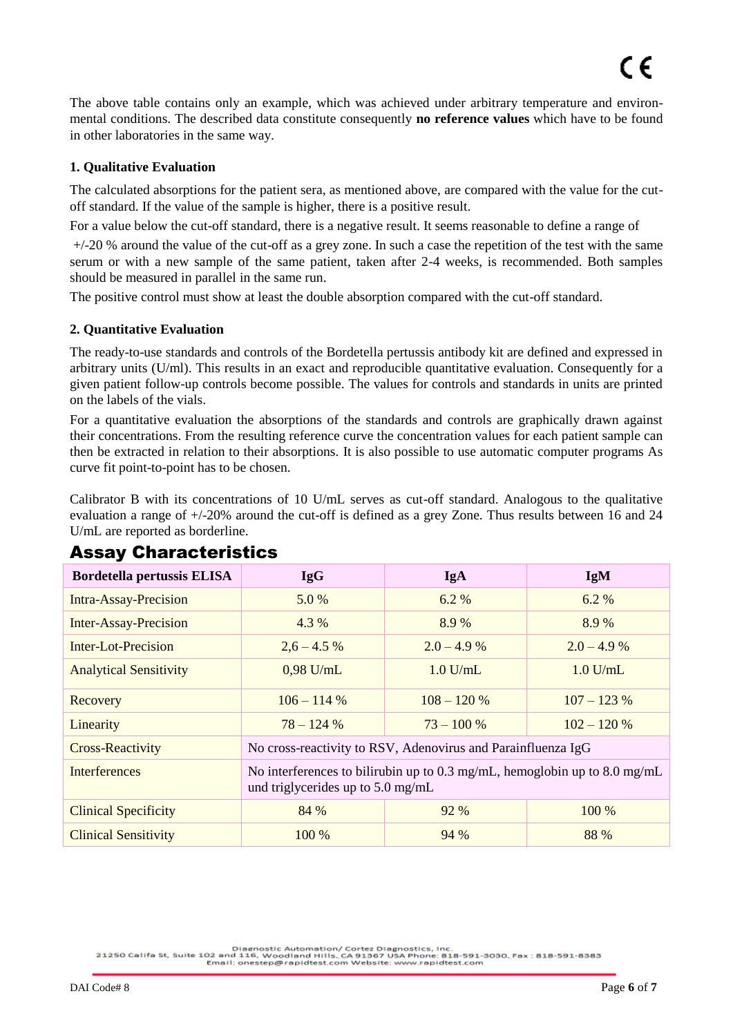The above table contains only an example, which was achieved under arbitrary temperature and environmental conditions. The described data constitute consequently **no reference values** which have to be found in other laboratories in the same way.

**1. Qualitative Evaluation**

The calculated absorptions for the patient sera, as mentioned above, are compared with the value for the cut-off standard. If the value of the sample is higher, there is a positive result.

For a value below the cut-off standard, there is a negative result. It seems reasonable to define a range of

+/-20 % around the value of the cut-off as a grey zone. In such a case the repetition of the test with the same serum or with a new sample of the same patient, taken after 2-4 weeks, is recommended. Both samples should be measured in parallel in the same run.

The positive control must show at least the double absorption compared with the cut-off standard.

**2. Quantitative Evaluation**

The ready-to-use standards and controls of the Bordetella pertussis antibody kit are defined and expressed in arbitrary units (U/ml). This results in an exact and reproducible quantitative evaluation. Consequently for a given patient follow-up controls become possible. The values for controls and standards in units are printed on the labels of the vials.

For a quantitative evaluation the absorptions of the standards and controls are graphically drawn against their concentrations. From the resulting reference curve the concentration values for each patient sample can then be extracted in relation to their absorptions. It is also possible to use automatic computer programs As curve fit point-to-point has to be chosen.

Calibrator B with its concentrations of 10 U/mL serves as cut-off standard. Analogous to the qualitative evaluation a range of +/-20% around the cut-off is defined as a grey Zone. Thus results between 16 and 24 U/mL are reported as borderline.

## Assay Characteristics

| Bordetella pertussis ELISA | IgG | IgA | IgM |
|---|---|---|---|
| Intra-Assay-Precision | 5.0 % | 6.2 % | 6.2 % |
| Inter-Assay-Precision | 4.3 % | 8.9 % | 8.9 % |
| Inter-Lot-Precision | 2,6 – 4.5 % | 2.0 – 4.9 % | 2.0 – 4.9 % |
| Analytical Sensitivity | 0,98 U/mL | 1.0 U/mL | 1.0 U/mL |
| Recovery | 106 – 114 % | 108 – 120 % | 107 – 123 % |
| Linearity | 78 – 124 % | 73 – 100 % | 102 – 120 % |
| Cross-Reactivity | No cross-reactivity to RSV, Adenovirus and Parainfluenza IgG | | |
| Interferences | No interferences to bilirubin up to 0.3 mg/mL, hemoglobin up to 8.0 mg/mL und triglycerides up to 5.0 mg/mL | | |
| Clinical Specificity | 84 % | 92 % | 100 % |
| Clinical Sensitivity | 100 % | 94 % | 88 % |

Diagnostic Automation/ Cortez Diagnostics, Inc.
21250 Califa St, Suite 102 and 116, Woodland Hills, CA 91367 USA Phone: 818-591-3030, Fax : 818-591-8383
Email: onestep@rapidtest.com Website: www.rapidtest.com

DAI Code# 8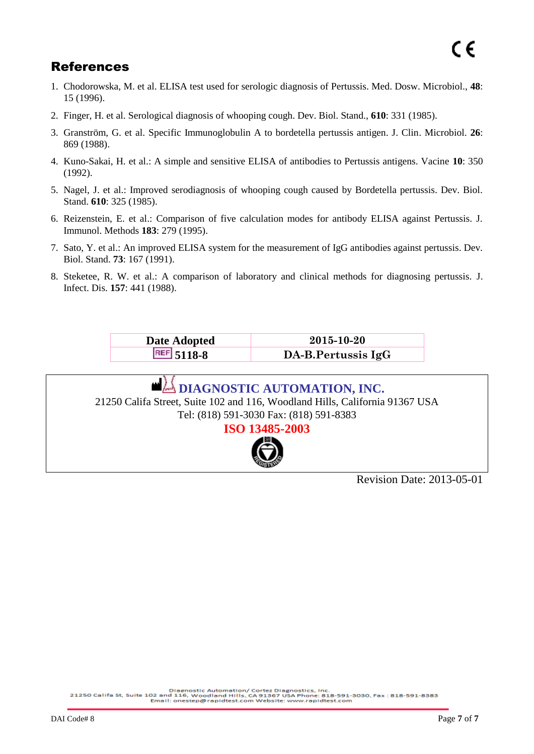## References

1. Chodorowska, M. et al. ELISA test used for serologic diagnosis of Pertussis. Med. Dosw. Microbiol., **48**: 15 (1996).
2. Finger, H. et al. Serological diagnosis of whooping cough. Dev. Biol. Stand., **610**: 331 (1985).
3. Granström, G. et al. Specific Immunoglobulin A to bordetella pertussis antigen. J. Clin. Microbiol. **26**: 869 (1988).
4. Kuno-Sakai, H. et al.: A simple and sensitive ELISA of antibodies to Pertussis antigens. Vacine **10**: 350 (1992).
5. Nagel, J. et al.: Improved serodiagnosis of whooping cough caused by Bordetella pertussis. Dev. Biol. Stand. **610**: 325 (1985).
6. Reizenstein, E. et al.: Comparison of five calculation modes for antibody ELISA against Pertussis. J. Immunol. Methods **183**: 279 (1995).
7. Sato, Y. et al.: An improved ELISA system for the measurement of IgG antibodies against pertussis. Dev. Biol. Stand. **73**: 167 (1991).
8. Steketee, R. W. et al.: A comparison of laboratory and clinical methods for diagnosing pertussis. J. Infect. Dis. **157**: 441 (1988).

| | |
|---|---|
| **Date Adopted** | **2015-10-20** |
| REF **5118-8** | **DA-B.Pertussis IgG** |

**DIAGNOSTIC AUTOMATION, INC.**
21250 Califa Street, Suite 102 and 116, Woodland Hills, California 91367 USA
Tel: (818) 591-3030 Fax: (818) 591-8383
**ISO 13485-2003**

Revision Date: 2013-05-01

Diagnostic Automation/ Cortez Diagnostics, Inc.
21250 Califa St, Suite 102 and 116, Woodland Hills, CA 91367 USA Phone: 818-591-3030, Fax : 818-591-8383
Email: onestep@rapidtest.com Website: www.rapidtest.com

DAI Code# 8